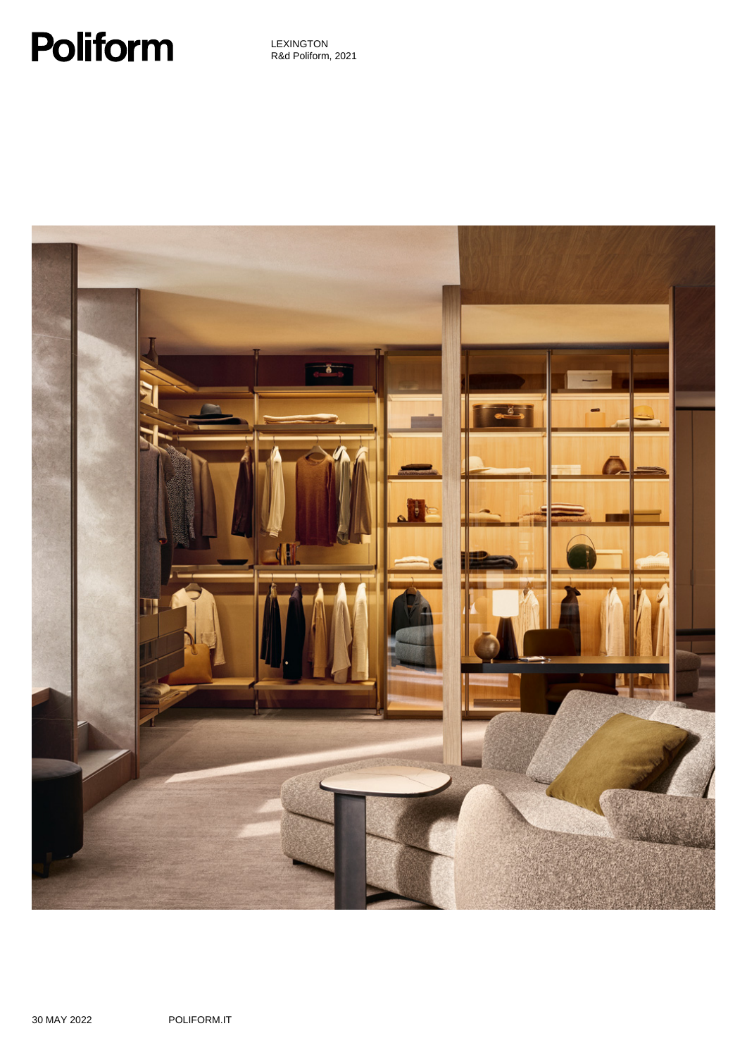# Poliform

LEXINGTON
R&d Poliform, 2021

30 MAY 2022

POLIFORM.IT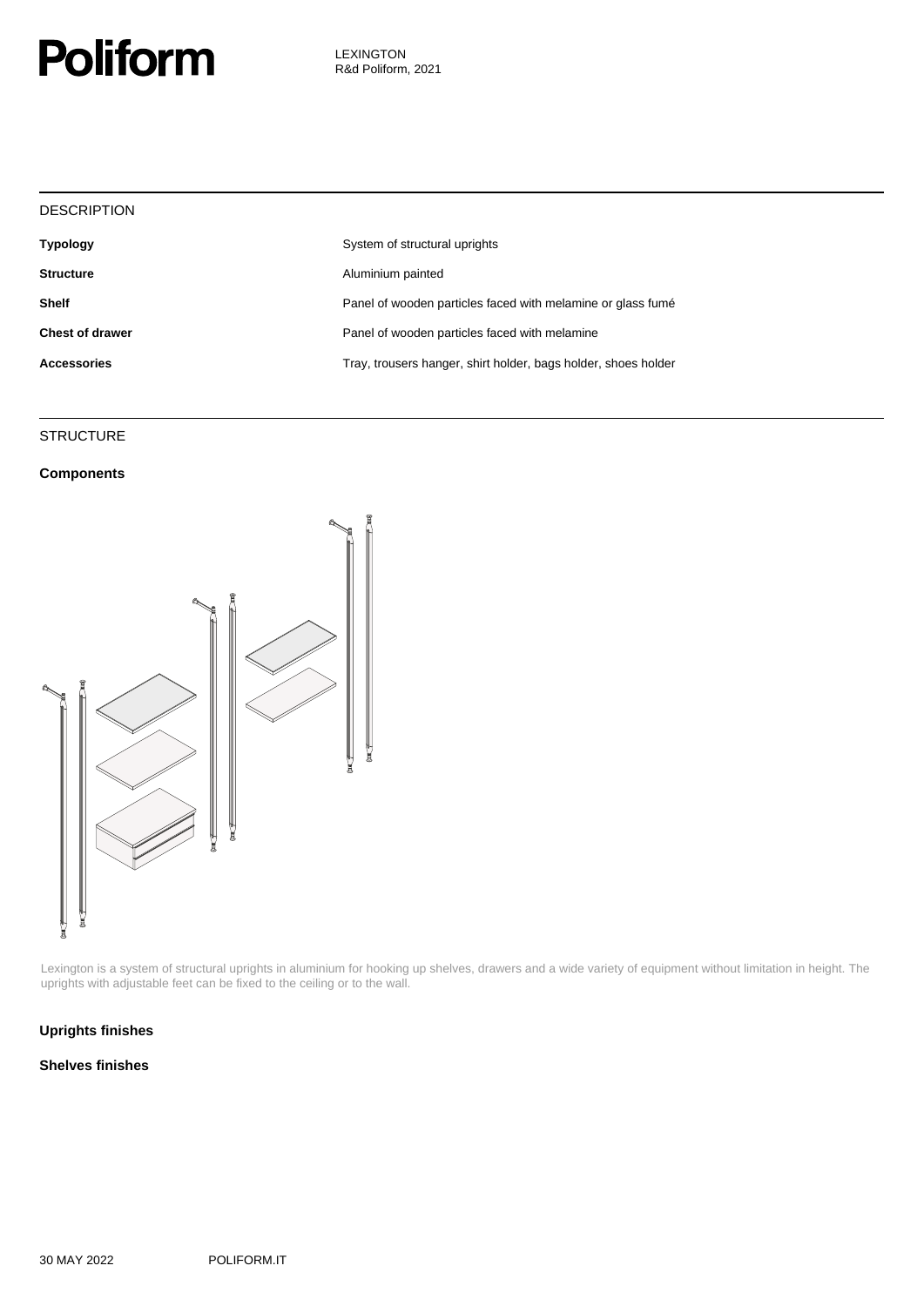# Poliform

LEXINGTON
R&d Poliform, 2021

## DESCRIPTION

| | |
|---|---|
| **Typology** | System of structural uprights |
| **Structure** | Aluminium painted |
| **Shelf** | Panel of wooden particles faced with melamine or glass fumé |
| **Chest of drawer** | Panel of wooden particles faced with melamine |
| **Accessories** | Tray, trousers hanger, shirt holder, bags holder, shoes holder |

## STRUCTURE

### Components

Lexington is a system of structural uprights in aluminium for hooking up shelves, drawers and a wide variety of equipment without limitation in height. The uprights with adjustable feet can be fixed to the ceiling or to the wall.

### Uprights finishes

### Shelves finishes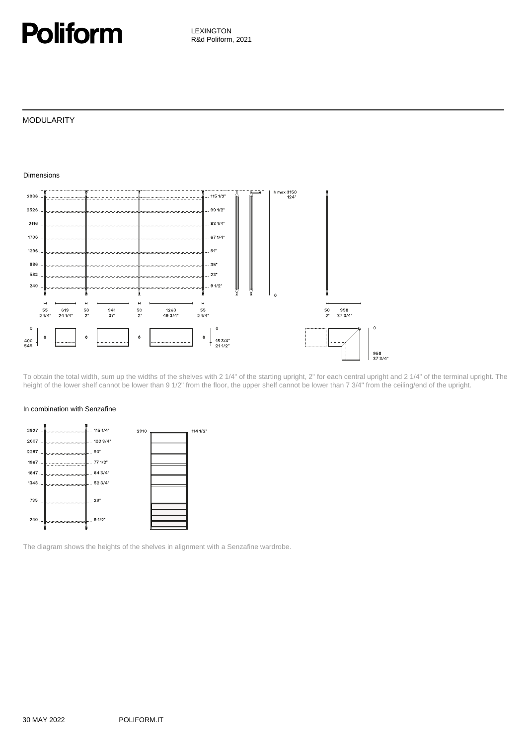LEXINGTON
R&d Poliform, 2021

## MODULARITY

### Dimensions

To obtain the total width, sum up the widths of the shelves with 2 1/4" of the starting upright, 2" for each central upright and 2 1/4" of the terminal upright. The height of the lower shelf cannot be lower than 9 1/2" from the floor, the upper shelf cannot be lower than 7 3/4" from the ceiling/end of the upright.

### In combination with Senzafine

The diagram shows the heights of the shelves in alignment with a Senzafine wardrobe.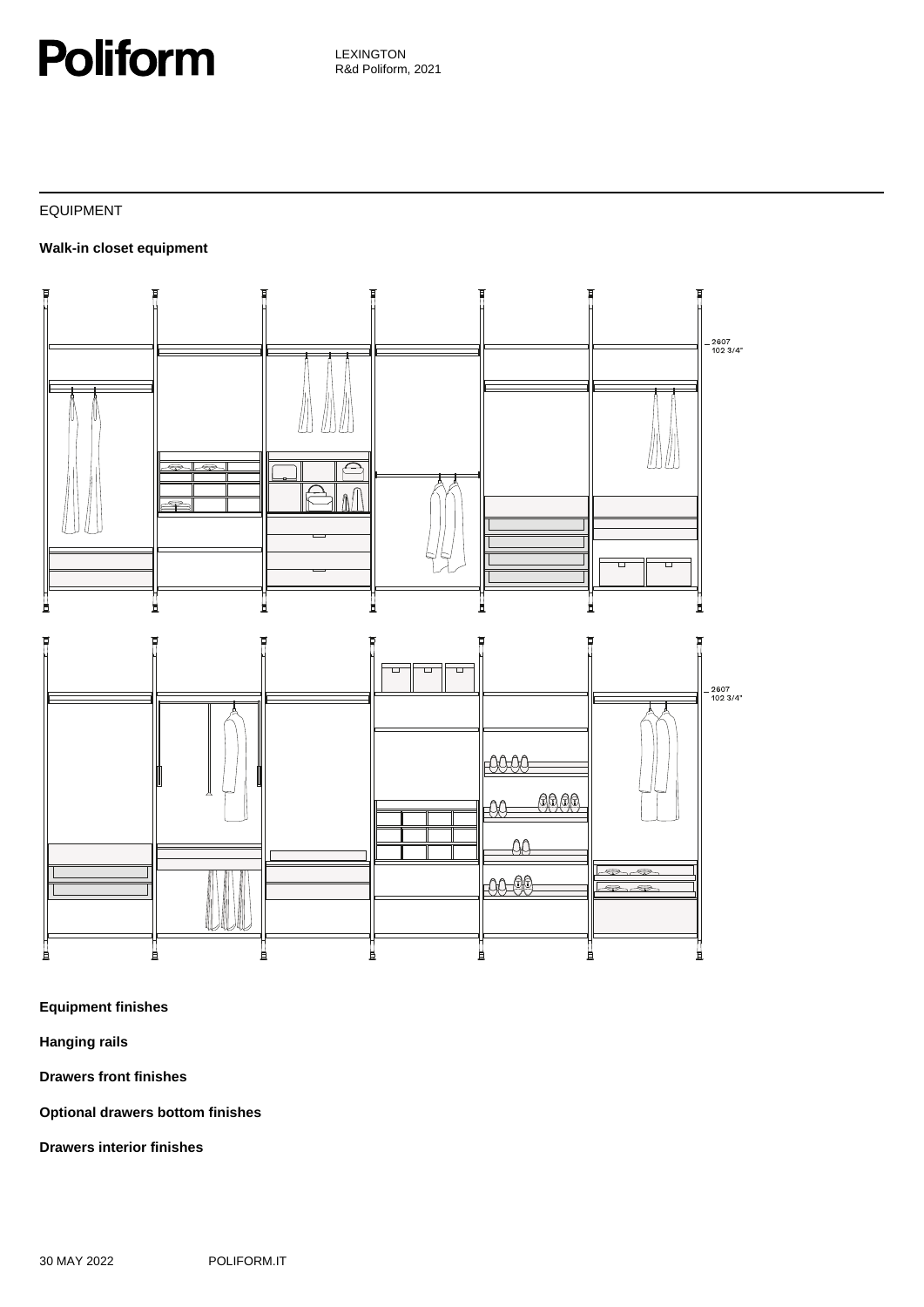# Poliform

LEXINGTON
R&d Poliform, 2021

EQUIPMENT

**Walk-in closet equipment**

2607
102 3/4"

2607
102 3/4"

**Equipment finishes**

**Hanging rails**

**Drawers front finishes**

**Optional drawers bottom finishes**

**Drawers interior finishes**

30 MAY 2022 POLIFORM.IT